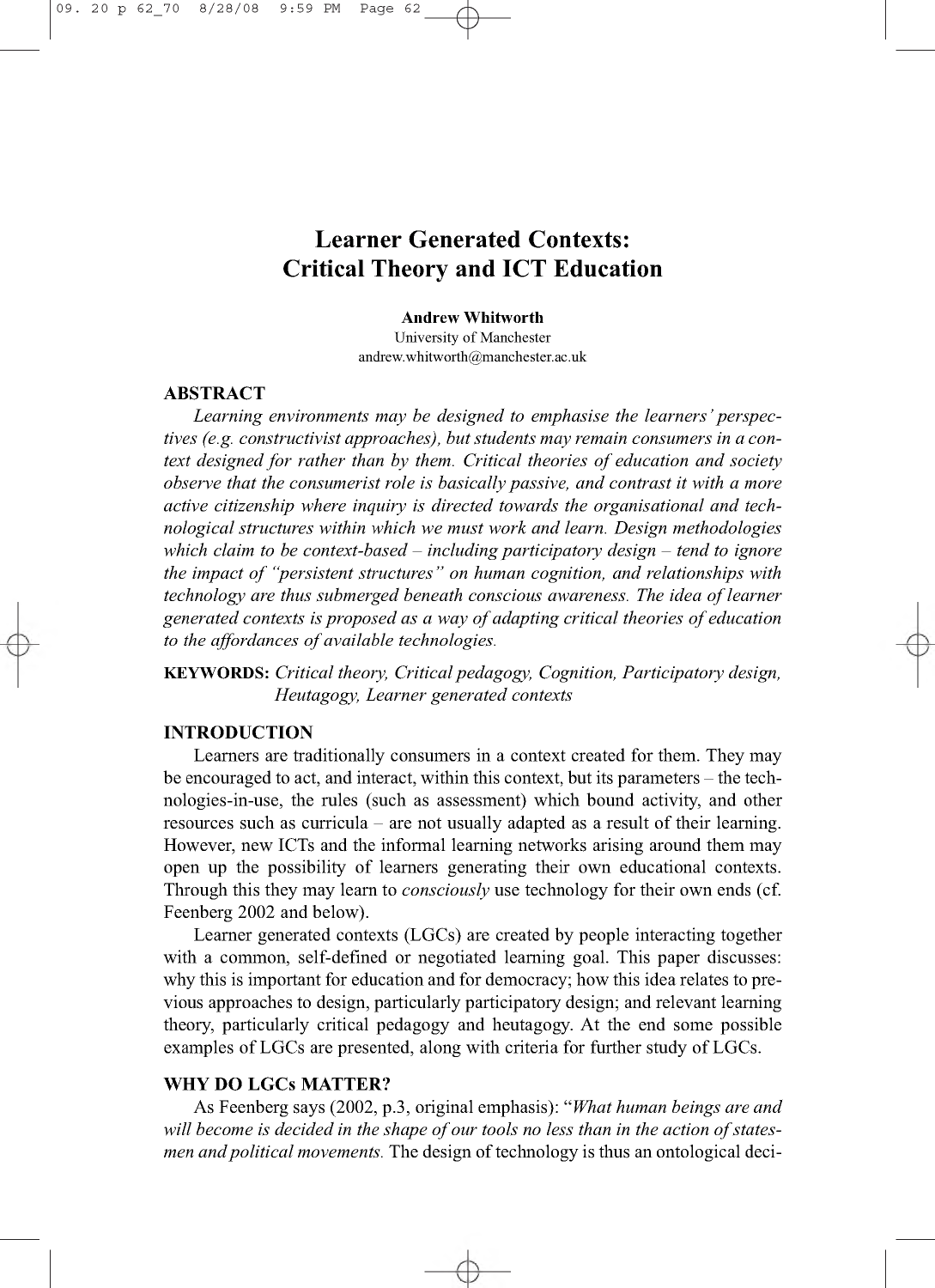# Learner Generated Contexts: Critical Theory and ICT Education

**Andrew Whitworth**
University of Manchester
andrew.whitworth@manchester.ac.uk

## ABSTRACT

*Learning environments may be designed to emphasise the learners' perspectives (e.g. constructivist approaches), but students may remain consumers in a context designed for rather than by them. Critical theories of education and society observe that the consumerist role is basically passive, and contrast it with a more active citizenship where inquiry is directed towards the organisational and technological structures within which we must work and learn. Design methodologies which claim to be context-based – including participatory design – tend to ignore the impact of "persistent structures" on human cognition, and relationships with technology are thus submerged beneath conscious awareness. The idea of learner generated contexts is proposed as a way of adapting critical theories of education to the affordances of available technologies.*

**KEYWORDS:** *Critical theory, Critical pedagogy, Cognition, Participatory design, Heutagogy, Learner generated contexts*

## INTRODUCTION

Learners are traditionally consumers in a context created for them. They may be encouraged to act, and interact, within this context, but its parameters – the technologies-in-use, the rules (such as assessment) which bound activity, and other resources such as curricula – are not usually adapted as a result of their learning. However, new ICTs and the informal learning networks arising around them may open up the possibility of learners generating their own educational contexts. Through this they may learn to *consciously* use technology for their own ends (cf. Feenberg 2002 and below).

Learner generated contexts (LGCs) are created by people interacting together with a common, self-defined or negotiated learning goal. This paper discusses: why this is important for education and for democracy; how this idea relates to previous approaches to design, particularly participatory design; and relevant learning theory, particularly critical pedagogy and heutagogy. At the end some possible examples of LGCs are presented, along with criteria for further study of LGCs.

## WHY DO LGCs MATTER?

As Feenberg says (2002, p.3, original emphasis): "*What human beings are and will become is decided in the shape of our tools no less than in the action of statesmen and political movements.* The design of technology is thus an ontological deci-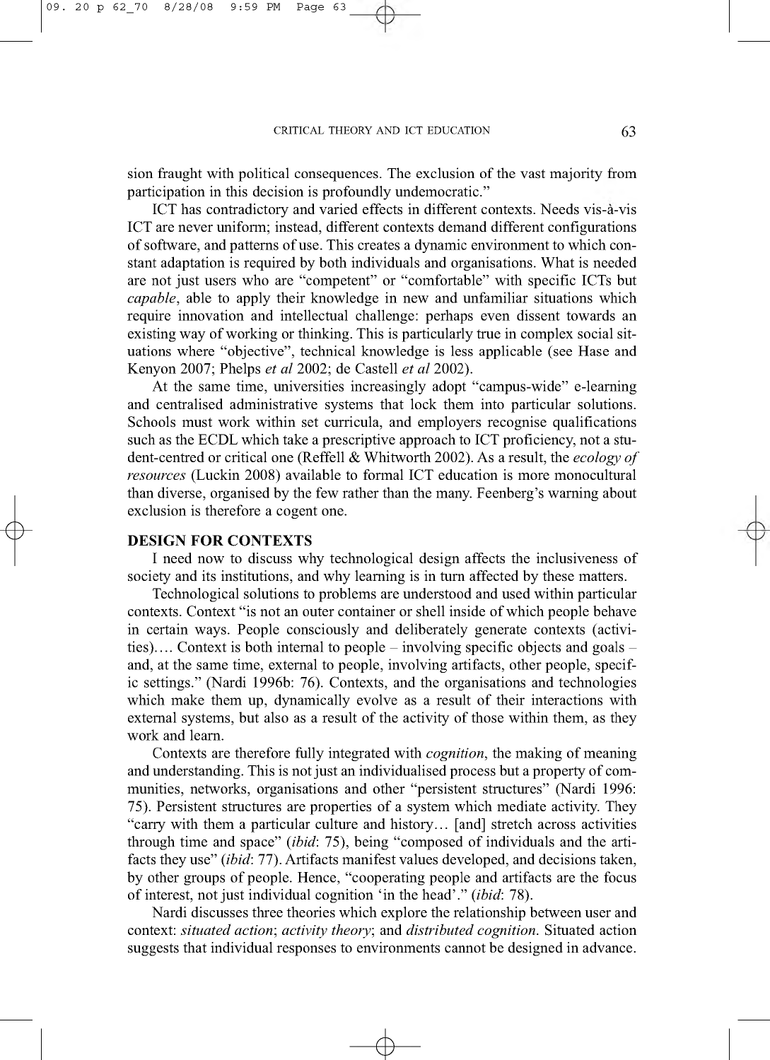sion fraught with political consequences. The exclusion of the vast majority from participation in this decision is profoundly undemocratic."

ICT has contradictory and varied effects in different contexts. Needs vis-à-vis ICT are never uniform; instead, different contexts demand different configurations of software, and patterns of use. This creates a dynamic environment to which constant adaptation is required by both individuals and organisations. What is needed are not just users who are "competent" or "comfortable" with specific ICTs but *capable*, able to apply their knowledge in new and unfamiliar situations which require innovation and intellectual challenge: perhaps even dissent towards an existing way of working or thinking. This is particularly true in complex social situations where "objective", technical knowledge is less applicable (see Hase and Kenyon 2007; Phelps *et al* 2002; de Castell *et al* 2002).

At the same time, universities increasingly adopt "campus-wide" e-learning and centralised administrative systems that lock them into particular solutions. Schools must work within set curricula, and employers recognise qualifications such as the ECDL which take a prescriptive approach to ICT proficiency, not a student-centred or critical one (Reffell & Whitworth 2002). As a result, the *ecology of resources* (Luckin 2008) available to formal ICT education is more monocultural than diverse, organised by the few rather than the many. Feenberg's warning about exclusion is therefore a cogent one.

## DESIGN FOR CONTEXTS

I need now to discuss why technological design affects the inclusiveness of society and its institutions, and why learning is in turn affected by these matters.

Technological solutions to problems are understood and used within particular contexts. Context "is not an outer container or shell inside of which people behave in certain ways. People consciously and deliberately generate contexts (activities)…. Context is both internal to people – involving specific objects and goals – and, at the same time, external to people, involving artifacts, other people, specific settings." (Nardi 1996b: 76). Contexts, and the organisations and technologies which make them up, dynamically evolve as a result of their interactions with external systems, but also as a result of the activity of those within them, as they work and learn.

Contexts are therefore fully integrated with *cognition*, the making of meaning and understanding. This is not just an individualised process but a property of communities, networks, organisations and other "persistent structures" (Nardi 1996: 75). Persistent structures are properties of a system which mediate activity. They "carry with them a particular culture and history… [and] stretch across activities through time and space" (*ibid*: 75), being "composed of individuals and the artifacts they use" (*ibid*: 77). Artifacts manifest values developed, and decisions taken, by other groups of people. Hence, "cooperating people and artifacts are the focus of interest, not just individual cognition 'in the head'." (*ibid*: 78).

Nardi discusses three theories which explore the relationship between user and context: *situated action*; *activity theory*; and *distributed cognition*. Situated action suggests that individual responses to environments cannot be designed in advance.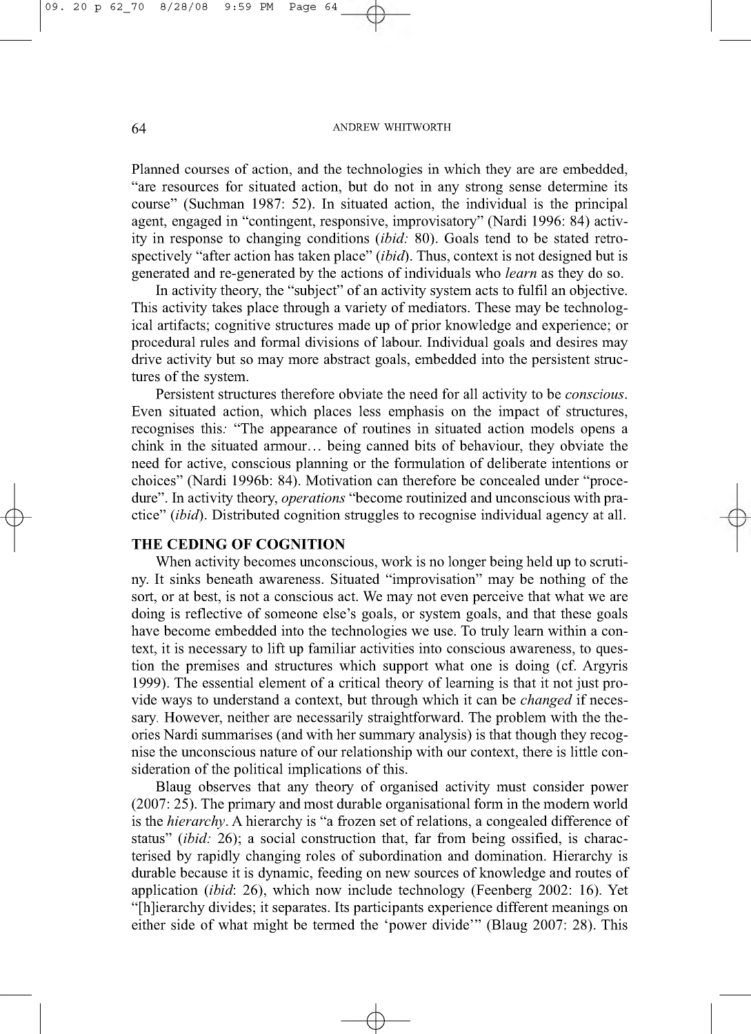Planned courses of action, and the technologies in which they are are embedded, "are resources for situated action, but do not in any strong sense determine its course" (Suchman 1987: 52). In situated action, the individual is the principal agent, engaged in "contingent, responsive, improvisatory" (Nardi 1996: 84) activity in response to changing conditions (*ibid:* 80). Goals tend to be stated retrospectively "after action has taken place" (*ibid*). Thus, context is not designed but is generated and re-generated by the actions of individuals who *learn* as they do so.

In activity theory, the "subject" of an activity system acts to fulfil an objective. This activity takes place through a variety of mediators. These may be technological artifacts; cognitive structures made up of prior knowledge and experience; or procedural rules and formal divisions of labour. Individual goals and desires may drive activity but so may more abstract goals, embedded into the persistent structures of the system.

Persistent structures therefore obviate the need for all activity to be *conscious*. Even situated action, which places less emphasis on the impact of structures, recognises this: "The appearance of routines in situated action models opens a chink in the situated armour… being canned bits of behaviour, they obviate the need for active, conscious planning or the formulation of deliberate intentions or choices" (Nardi 1996b: 84). Motivation can therefore be concealed under "procedure". In activity theory, *operations* "become routinized and unconscious with practice" (*ibid*). Distributed cognition struggles to recognise individual agency at all.

## THE CEDING OF COGNITION

When activity becomes unconscious, work is no longer being held up to scrutiny. It sinks beneath awareness. Situated "improvisation" may be nothing of the sort, or at best, is not a conscious act. We may not even perceive that what we are doing is reflective of someone else's goals, or system goals, and that these goals have become embedded into the technologies we use. To truly learn within a context, it is necessary to lift up familiar activities into conscious awareness, to question the premises and structures which support what one is doing (cf. Argyris 1999). The essential element of a critical theory of learning is that it not just provide ways to understand a context, but through which it can be *changed* if necessary. However, neither are necessarily straightforward. The problem with the theories Nardi summarises (and with her summary analysis) is that though they recognise the unconscious nature of our relationship with our context, there is little consideration of the political implications of this.

Blaug observes that any theory of organised activity must consider power (2007: 25). The primary and most durable organisational form in the modern world is the *hierarchy*. A hierarchy is "a frozen set of relations, a congealed difference of status" (*ibid:* 26); a social construction that, far from being ossified, is characterised by rapidly changing roles of subordination and domination. Hierarchy is durable because it is dynamic, feeding on new sources of knowledge and routes of application (*ibid*: 26), which now include technology (Feenberg 2002: 16). Yet "[h]ierarchy divides; it separates. Its participants experience different meanings on either side of what might be termed the 'power divide'" (Blaug 2007: 28). This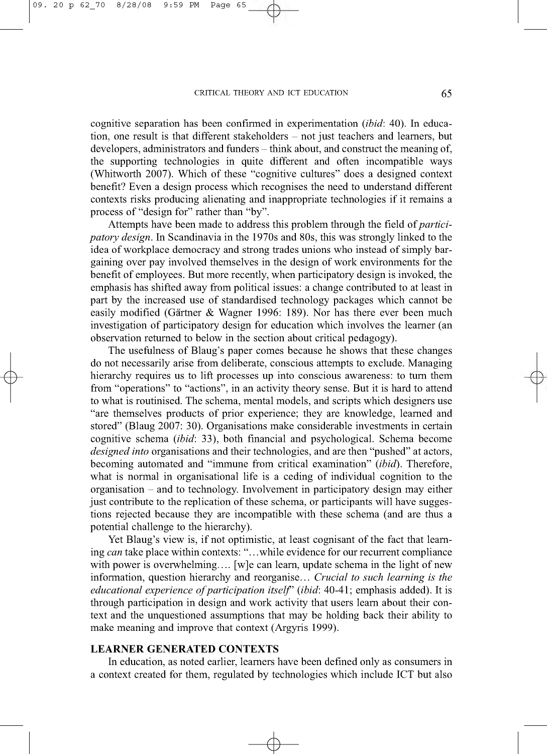cognitive separation has been confirmed in experimentation (*ibid*: 40). In education, one result is that different stakeholders – not just teachers and learners, but developers, administrators and funders – think about, and construct the meaning of, the supporting technologies in quite different and often incompatible ways (Whitworth 2007). Which of these "cognitive cultures" does a designed context benefit? Even a design process which recognises the need to understand different contexts risks producing alienating and inappropriate technologies if it remains a process of "design for" rather than "by".

Attempts have been made to address this problem through the field of *participatory design*. In Scandinavia in the 1970s and 80s, this was strongly linked to the idea of workplace democracy and strong trades unions who instead of simply bargaining over pay involved themselves in the design of work environments for the benefit of employees. But more recently, when participatory design is invoked, the emphasis has shifted away from political issues: a change contributed to at least in part by the increased use of standardised technology packages which cannot be easily modified (Gärtner & Wagner 1996: 189). Nor has there ever been much investigation of participatory design for education which involves the learner (an observation returned to below in the section about critical pedagogy).

The usefulness of Blaug's paper comes because he shows that these changes do not necessarily arise from deliberate, conscious attempts to exclude. Managing hierarchy requires us to lift processes up into conscious awareness: to turn them from "operations" to "actions", in an activity theory sense. But it is hard to attend to what is routinised. The schema, mental models, and scripts which designers use "are themselves products of prior experience; they are knowledge, learned and stored" (Blaug 2007: 30). Organisations make considerable investments in certain cognitive schema (*ibid*: 33), both financial and psychological. Schema become *designed into* organisations and their technologies, and are then "pushed" at actors, becoming automated and "immune from critical examination" (*ibid*). Therefore, what is normal in organisational life is a ceding of individual cognition to the organisation – and to technology. Involvement in participatory design may either just contribute to the replication of these schema, or participants will have suggestions rejected because they are incompatible with these schema (and are thus a potential challenge to the hierarchy).

Yet Blaug's view is, if not optimistic, at least cognisant of the fact that learning *can* take place within contexts: "…while evidence for our recurrent compliance with power is overwhelming…. [w]e can learn, update schema in the light of new information, question hierarchy and reorganise… *Crucial to such learning is the educational experience of participation itself*" (*ibid*: 40-41; emphasis added). It is through participation in design and work activity that users learn about their context and the unquestioned assumptions that may be holding back their ability to make meaning and improve that context (Argyris 1999).

## LEARNER GENERATED CONTEXTS

In education, as noted earlier, learners have been defined only as consumers in a context created for them, regulated by technologies which include ICT but also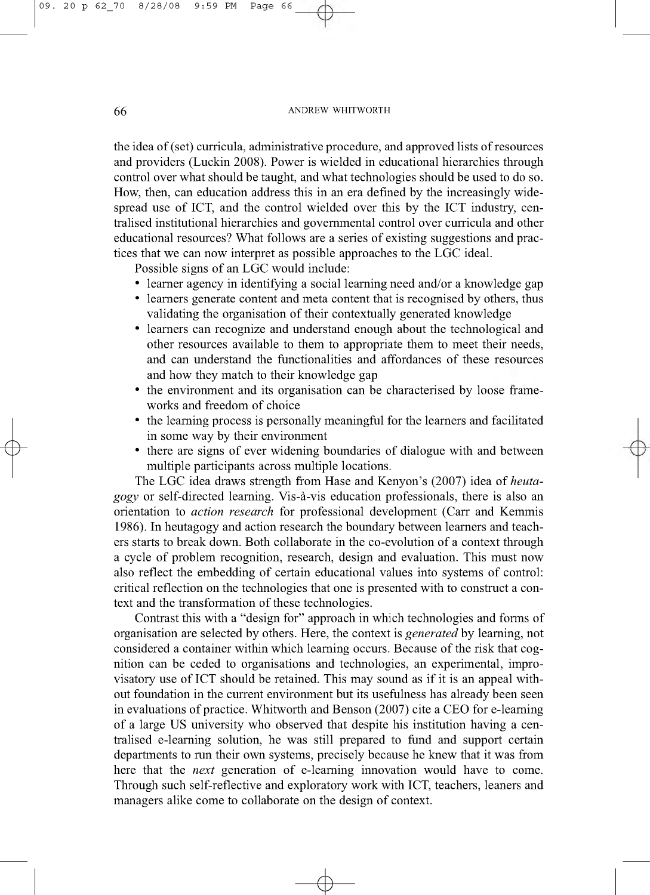the idea of (set) curricula, administrative procedure, and approved lists of resources and providers (Luckin 2008). Power is wielded in educational hierarchies through control over what should be taught, and what technologies should be used to do so. How, then, can education address this in an era defined by the increasingly widespread use of ICT, and the control wielded over this by the ICT industry, centralised institutional hierarchies and governmental control over curricula and other educational resources? What follows are a series of existing suggestions and practices that we can now interpret as possible approaches to the LGC ideal.

Possible signs of an LGC would include:

- learner agency in identifying a social learning need and/or a knowledge gap
- learners generate content and meta content that is recognised by others, thus validating the organisation of their contextually generated knowledge
- learners can recognize and understand enough about the technological and other resources available to them to appropriate them to meet their needs, and can understand the functionalities and affordances of these resources and how they match to their knowledge gap
- the environment and its organisation can be characterised by loose frameworks and freedom of choice
- the learning process is personally meaningful for the learners and facilitated in some way by their environment
- there are signs of ever widening boundaries of dialogue with and between multiple participants across multiple locations.

The LGC idea draws strength from Hase and Kenyon's (2007) idea of *heutagogy* or self-directed learning. Vis-à-vis education professionals, there is also an orientation to *action research* for professional development (Carr and Kemmis 1986). In heutagogy and action research the boundary between learners and teachers starts to break down. Both collaborate in the co-evolution of a context through a cycle of problem recognition, research, design and evaluation. This must now also reflect the embedding of certain educational values into systems of control: critical reflection on the technologies that one is presented with to construct a context and the transformation of these technologies.

Contrast this with a "design for" approach in which technologies and forms of organisation are selected by others. Here, the context is *generated* by learning, not considered a container within which learning occurs. Because of the risk that cognition can be ceded to organisations and technologies, an experimental, improvisatory use of ICT should be retained. This may sound as if it is an appeal without foundation in the current environment but its usefulness has already been seen in evaluations of practice. Whitworth and Benson (2007) cite a CEO for e-learning of a large US university who observed that despite his institution having a centralised e-learning solution, he was still prepared to fund and support certain departments to run their own systems, precisely because he knew that it was from here that the *next* generation of e-learning innovation would have to come. Through such self-reflective and exploratory work with ICT, teachers, leaners and managers alike come to collaborate on the design of context.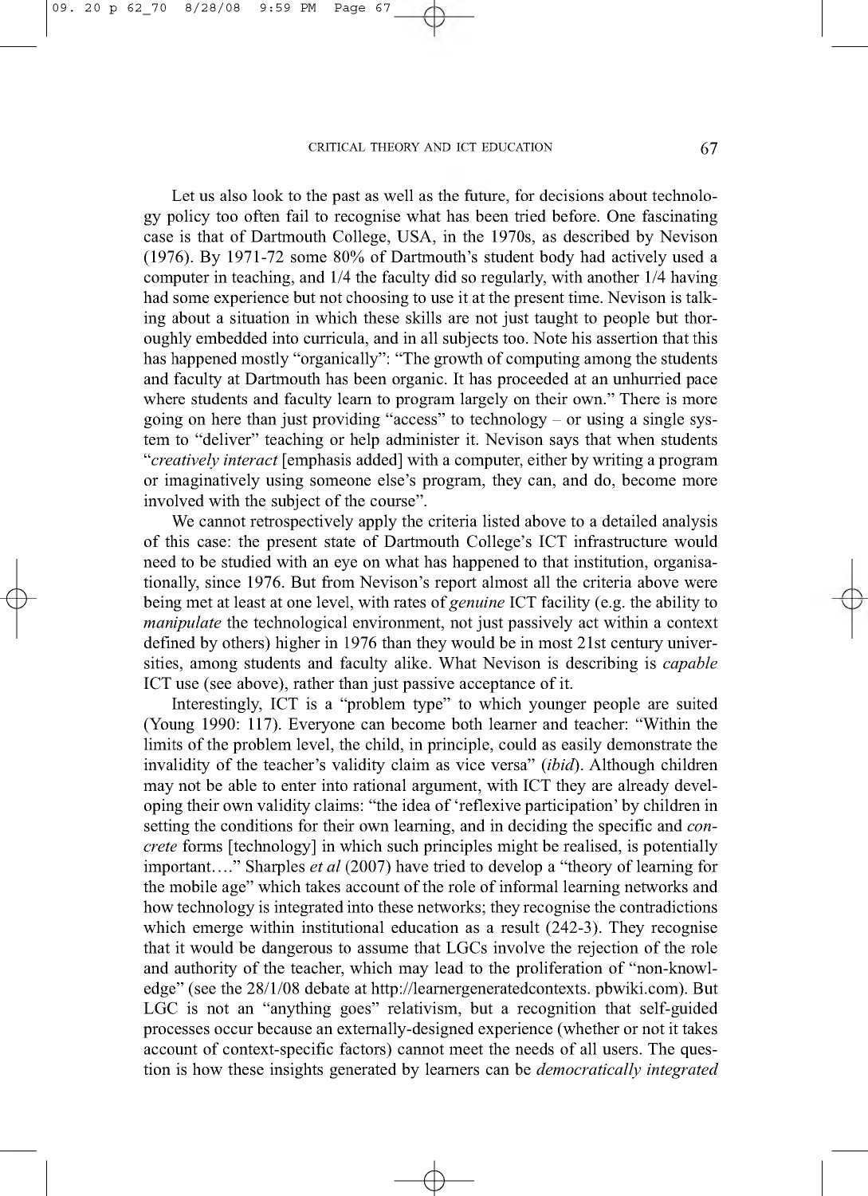Let us also look to the past as well as the future, for decisions about technology policy too often fail to recognise what has been tried before. One fascinating case is that of Dartmouth College, USA, in the 1970s, as described by Nevison (1976). By 1971-72 some 80% of Dartmouth's student body had actively used a computer in teaching, and 1/4 the faculty did so regularly, with another 1/4 having had some experience but not choosing to use it at the present time. Nevison is talking about a situation in which these skills are not just taught to people but thoroughly embedded into curricula, and in all subjects too. Note his assertion that this has happened mostly "organically": "The growth of computing among the students and faculty at Dartmouth has been organic. It has proceeded at an unhurried pace where students and faculty learn to program largely on their own." There is more going on here than just providing "access" to technology – or using a single system to "deliver" teaching or help administer it. Nevison says that when students "*creatively interact* [emphasis added] with a computer, either by writing a program or imaginatively using someone else's program, they can, and do, become more involved with the subject of the course".

We cannot retrospectively apply the criteria listed above to a detailed analysis of this case: the present state of Dartmouth College's ICT infrastructure would need to be studied with an eye on what has happened to that institution, organisationally, since 1976. But from Nevison's report almost all the criteria above were being met at least at one level, with rates of *genuine* ICT facility (e.g. the ability to *manipulate* the technological environment, not just passively act within a context defined by others) higher in 1976 than they would be in most 21st century universities, among students and faculty alike. What Nevison is describing is *capable* ICT use (see above), rather than just passive acceptance of it.

Interestingly, ICT is a "problem type" to which younger people are suited (Young 1990: 117). Everyone can become both learner and teacher: "Within the limits of the problem level, the child, in principle, could as easily demonstrate the invalidity of the teacher's validity claim as vice versa" (*ibid*). Although children may not be able to enter into rational argument, with ICT they are already developing their own validity claims: "the idea of 'reflexive participation' by children in setting the conditions for their own learning, and in deciding the specific and *concrete* forms [technology] in which such principles might be realised, is potentially important…." Sharples *et al* (2007) have tried to develop a "theory of learning for the mobile age" which takes account of the role of informal learning networks and how technology is integrated into these networks; they recognise the contradictions which emerge within institutional education as a result (242-3). They recognise that it would be dangerous to assume that LGCs involve the rejection of the role and authority of the teacher, which may lead to the proliferation of "non-knowledge" (see the 28/1/08 debate at http://learnergeneratedcontexts. pbwiki.com). But LGC is not an "anything goes" relativism, but a recognition that self-guided processes occur because an externally-designed experience (whether or not it takes account of context-specific factors) cannot meet the needs of all users. The question is how these insights generated by learners can be *democratically integrated*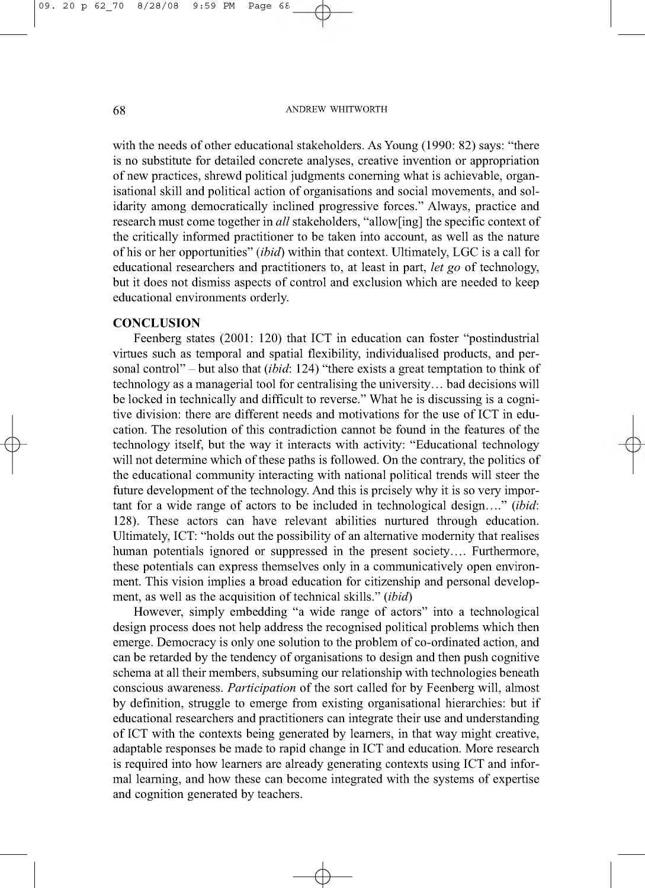with the needs of other educational stakeholders. As Young (1990: 82) says: "there is no substitute for detailed concrete analyses, creative invention or appropriation of new practices, shrewd political judgments conerning what is achievable, organisational skill and political action of organisations and social movements, and solidarity among democratically inclined progressive forces." Always, practice and research must come together in *all* stakeholders, "allow[ing] the specific context of the critically informed practitioner to be taken into account, as well as the nature of his or her opportunities" (*ibid*) within that context. Ultimately, LGC is a call for educational researchers and practitioners to, at least in part, *let go* of technology, but it does not dismiss aspects of control and exclusion which are needed to keep educational environments orderly.

## CONCLUSION

Feenberg states (2001: 120) that ICT in education can foster "postindustrial virtues such as temporal and spatial flexibility, individualised products, and personal control" – but also that (*ibid*: 124) "there exists a great temptation to think of technology as a managerial tool for centralising the university… bad decisions will be locked in technically and difficult to reverse." What he is discussing is a cognitive division: there are different needs and motivations for the use of ICT in education. The resolution of this contradiction cannot be found in the features of the technology itself, but the way it interacts with activity: "Educational technology will not determine which of these paths is followed. On the contrary, the politics of the educational community interacting with national political trends will steer the future development of the technology. And this is prcisely why it is so very important for a wide range of actors to be included in technological design…." (*ibid*: 128). These actors can have relevant abilities nurtured through education. Ultimately, ICT: "holds out the possibility of an alternative modernity that realises human potentials ignored or suppressed in the present society…. Furthermore, these potentials can express themselves only in a communicatively open environment. This vision implies a broad education for citizenship and personal development, as well as the acquisition of technical skills." (*ibid*)

However, simply embedding "a wide range of actors" into a technological design process does not help address the recognised political problems which then emerge. Democracy is only one solution to the problem of co-ordinated action, and can be retarded by the tendency of organisations to design and then push cognitive schema at all their members, subsuming our relationship with technologies beneath conscious awareness. *Participation* of the sort called for by Feenberg will, almost by definition, struggle to emerge from existing organisational hierarchies: but if educational researchers and practitioners can integrate their use and understanding of ICT with the contexts being generated by learners, in that way might creative, adaptable responses be made to rapid change in ICT and education. More research is required into how learners are already generating contexts using ICT and informal learning, and how these can become integrated with the systems of expertise and cognition generated by teachers.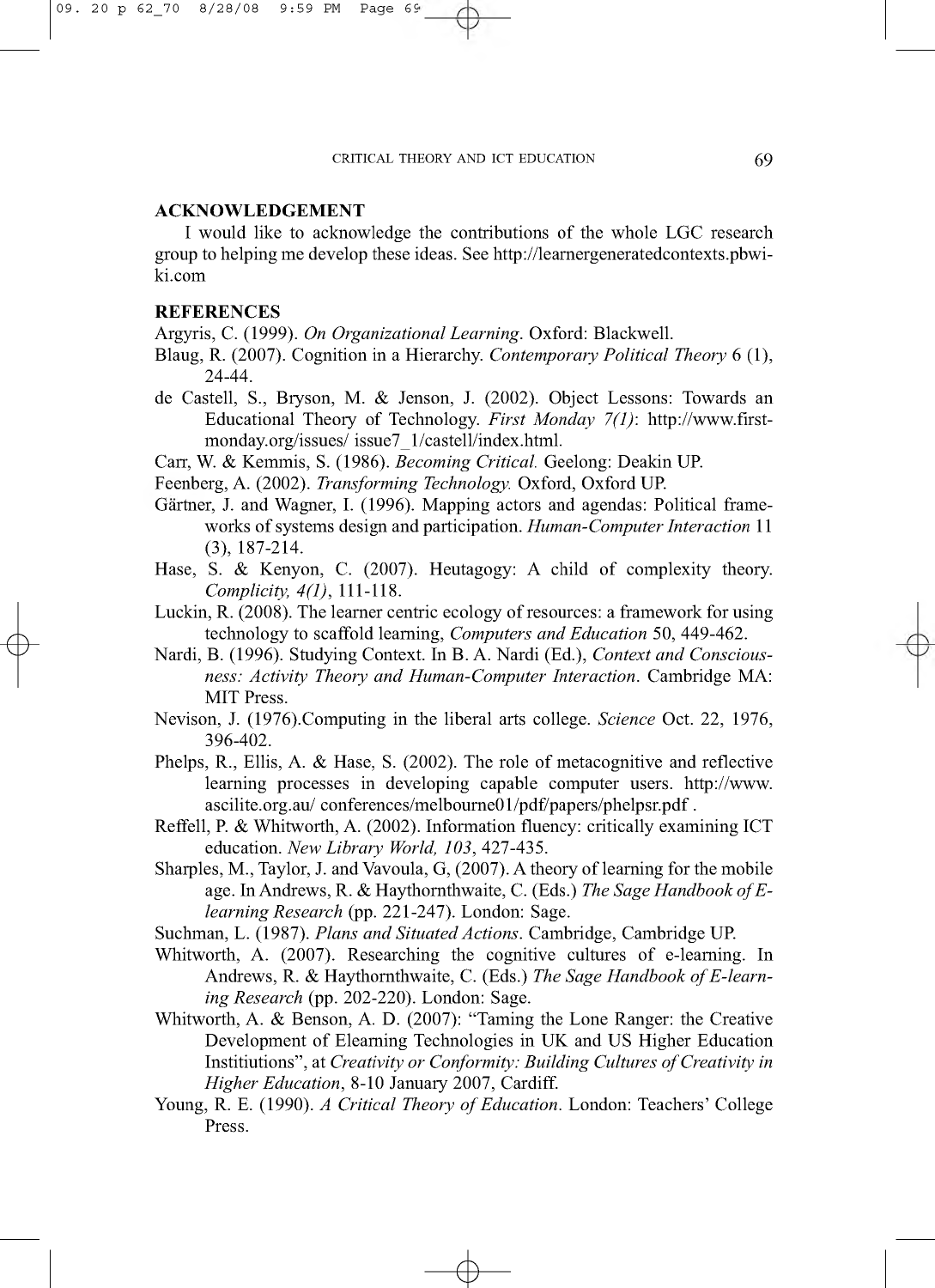## ACKNOWLEDGEMENT

I would like to acknowledge the contributions of the whole LGC research group to helping me develop these ideas. See http://learnergeneratedcontexts.pbwiki.com

## REFERENCES

Argyris, C. (1999). *On Organizational Learning*. Oxford: Blackwell.

Blaug, R. (2007). Cognition in a Hierarchy. *Contemporary Political Theory* 6 (1), 24-44.

de Castell, S., Bryson, M. & Jenson, J. (2002). Object Lessons: Towards an Educational Theory of Technology. *First Monday 7(1)*: http://www.firstmonday.org/issues/ issue7_1/castell/index.html.

Carr, W. & Kemmis, S. (1986). *Becoming Critical.* Geelong: Deakin UP.

Feenberg, A. (2002). *Transforming Technology.* Oxford, Oxford UP.

Gärtner, J. and Wagner, I. (1996). Mapping actors and agendas: Political frameworks of systems design and participation. *Human-Computer Interaction* 11 (3), 187-214.

Hase, S. & Kenyon, C. (2007). Heutagogy: A child of complexity theory. *Complicity, 4(1)*, 111-118.

Luckin, R. (2008). The learner centric ecology of resources: a framework for using technology to scaffold learning, *Computers and Education* 50, 449-462.

Nardi, B. (1996). Studying Context. In B. A. Nardi (Ed.), *Context and Consciousness: Activity Theory and Human-Computer Interaction*. Cambridge MA: MIT Press.

Nevison, J. (1976).Computing in the liberal arts college. *Science* Oct. 22, 1976, 396-402.

Phelps, R., Ellis, A. & Hase, S. (2002). The role of metacognitive and reflective learning processes in developing capable computer users. http://www.ascilite.org.au/ conferences/melbourne01/pdf/papers/phelpsr.pdf .

Reffell, P. & Whitworth, A. (2002). Information fluency: critically examining ICT education. *New Library World, 103*, 427-435.

Sharples, M., Taylor, J. and Vavoula, G, (2007). A theory of learning for the mobile age. In Andrews, R. & Haythornthwaite, C. (Eds.) *The Sage Handbook of E-learning Research* (pp. 221-247). London: Sage.

Suchman, L. (1987). *Plans and Situated Actions*. Cambridge, Cambridge UP.

Whitworth, A. (2007). Researching the cognitive cultures of e-learning. In Andrews, R. & Haythornthwaite, C. (Eds.) *The Sage Handbook of E-learning Research* (pp. 202-220). London: Sage.

Whitworth, A. & Benson, A. D. (2007): "Taming the Lone Ranger: the Creative Development of Elearning Technologies in UK and US Higher Education Instititions", at *Creativity or Conformity: Building Cultures of Creativity in Higher Education*, 8-10 January 2007, Cardiff.

Young, R. E. (1990). *A Critical Theory of Education.* London: Teachers' College Press.